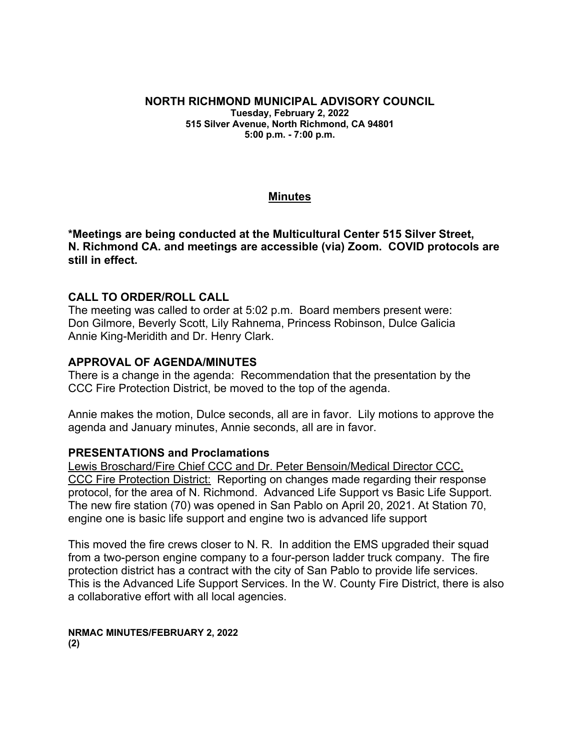# NORTH RICHMOND MUNICIPAL ADVISORY COUNCIL

**Tuesday, February 2, 2022**
**515 Silver Avenue, North Richmond, CA 94801**
**5:00 p.m. - 7:00 p.m.**

## Minutes

**\*Meetings are being conducted at the Multicultural Center 515 Silver Street, N. Richmond CA. and meetings are accessible (via) Zoom. COVID protocols are still in effect.**

### CALL TO ORDER/ROLL CALL

The meeting was called to order at 5:02 p.m. Board members present were: Don Gilmore, Beverly Scott, Lily Rahnema, Princess Robinson, Dulce Galicia Annie King-Meridith and Dr. Henry Clark.

### APPROVAL OF AGENDA/MINUTES

There is a change in the agenda: Recommendation that the presentation by the CCC Fire Protection District, be moved to the top of the agenda.

Annie makes the motion, Dulce seconds, all are in favor. Lily motions to approve the agenda and January minutes, Annie seconds, all are in favor.

### PRESENTATIONS and Proclamations

Lewis Broschard/Fire Chief CCC and Dr. Peter Bensoin/Medical Director CCC, CCC Fire Protection District: Reporting on changes made regarding their response protocol, for the area of N. Richmond. Advanced Life Support vs Basic Life Support. The new fire station (70) was opened in San Pablo on April 20, 2021. At Station 70, engine one is basic life support and engine two is advanced life support

This moved the fire crews closer to N. R. In addition the EMS upgraded their squad from a two-person engine company to a four-person ladder truck company. The fire protection district has a contract with the city of San Pablo to provide life services. This is the Advanced Life Support Services. In the W. County Fire District, there is also a collaborative effort with all local agencies.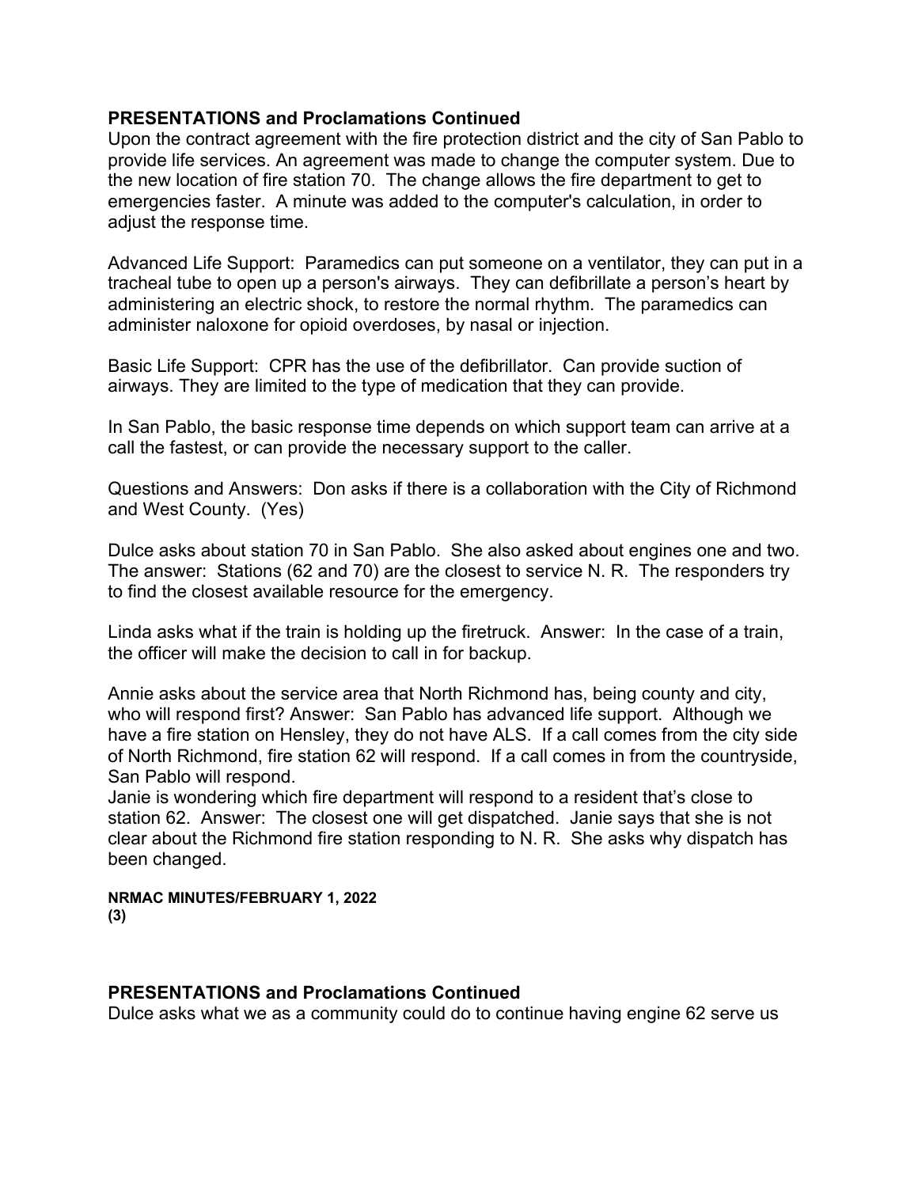### PRESENTATIONS and Proclamations Continued

Upon the contract agreement with the fire protection district and the city of San Pablo to provide life services. An agreement was made to change the computer system. Due to the new location of fire station 70. The change allows the fire department to get to emergencies faster. A minute was added to the computer's calculation, in order to adjust the response time.

Advanced Life Support: Paramedics can put someone on a ventilator, they can put in a tracheal tube to open up a person's airways. They can defibrillate a person's heart by administering an electric shock, to restore the normal rhythm. The paramedics can administer naloxone for opioid overdoses, by nasal or injection.

Basic Life Support: CPR has the use of the defibrillator. Can provide suction of airways. They are limited to the type of medication that they can provide.

In San Pablo, the basic response time depends on which support team can arrive at a call the fastest, or can provide the necessary support to the caller.

Questions and Answers: Don asks if there is a collaboration with the City of Richmond and West County. (Yes)

Dulce asks about station 70 in San Pablo. She also asked about engines one and two. The answer: Stations (62 and 70) are the closest to service N. R. The responders try to find the closest available resource for the emergency.

Linda asks what if the train is holding up the firetruck. Answer: In the case of a train, the officer will make the decision to call in for backup.

Annie asks about the service area that North Richmond has, being county and city, who will respond first? Answer: San Pablo has advanced life support. Although we have a fire station on Hensley, they do not have ALS. If a call comes from the city side of North Richmond, fire station 62 will respond. If a call comes in from the countryside, San Pablo will respond.

Janie is wondering which fire department will respond to a resident that's close to station 62. Answer: The closest one will get dispatched. Janie says that she is not clear about the Richmond fire station responding to N. R. She asks why dispatch has been changed.

### PRESENTATIONS and Proclamations Continued

Dulce asks what we as a community could do to continue having engine 62 serve us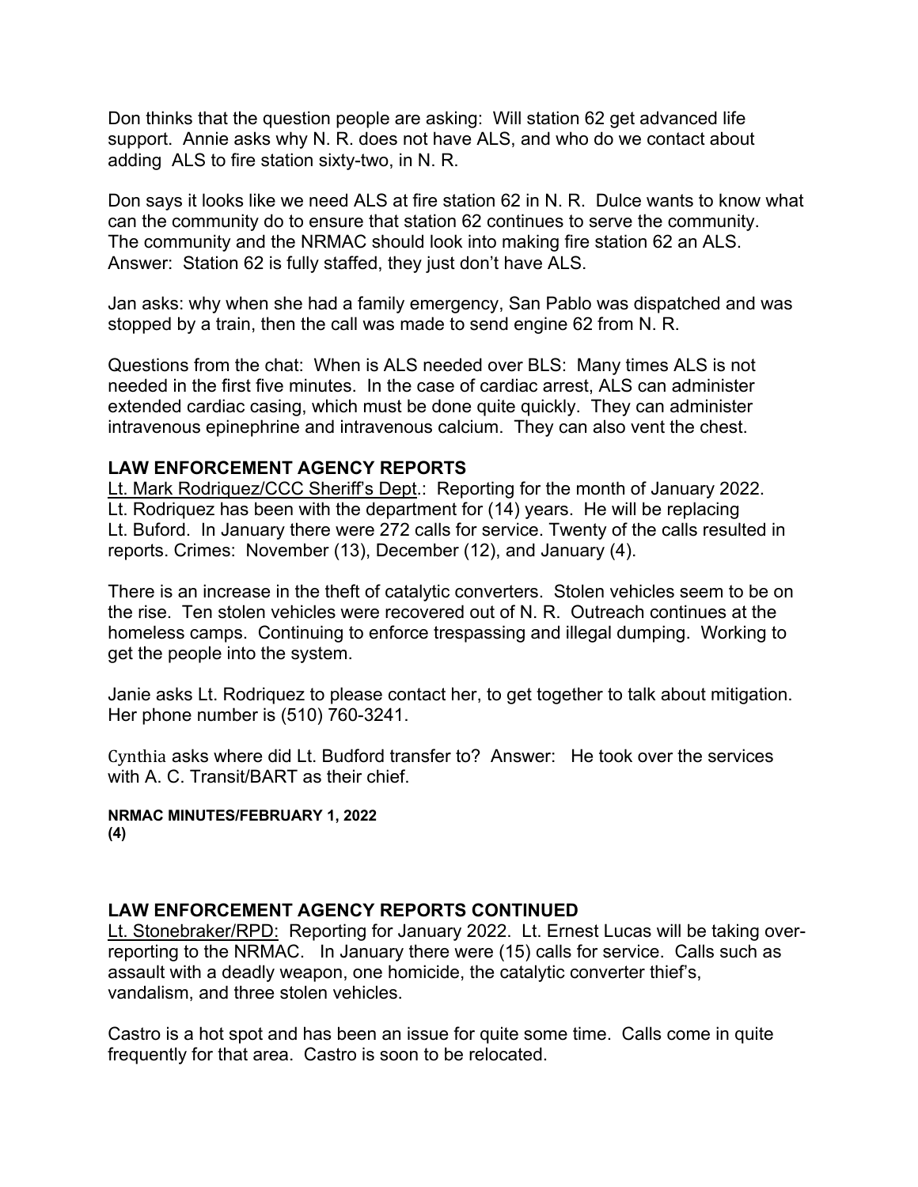Don thinks that the question people are asking: Will station 62 get advanced life support. Annie asks why N. R. does not have ALS, and who do we contact about adding ALS to fire station sixty-two, in N. R.

Don says it looks like we need ALS at fire station 62 in N. R. Dulce wants to know what can the community do to ensure that station 62 continues to serve the community. The community and the NRMAC should look into making fire station 62 an ALS. Answer: Station 62 is fully staffed, they just don't have ALS.

Jan asks: why when she had a family emergency, San Pablo was dispatched and was stopped by a train, then the call was made to send engine 62 from N. R.

Questions from the chat: When is ALS needed over BLS: Many times ALS is not needed in the first five minutes. In the case of cardiac arrest, ALS can administer extended cardiac casing, which must be done quite quickly. They can administer intravenous epinephrine and intravenous calcium. They can also vent the chest.

### LAW ENFORCEMENT AGENCY REPORTS

Lt. Mark Rodriquez/CCC Sheriff's Dept.: Reporting for the month of January 2022. Lt. Rodriquez has been with the department for (14) years. He will be replacing Lt. Buford. In January there were 272 calls for service. Twenty of the calls resulted in reports. Crimes: November (13), December (12), and January (4).

There is an increase in the theft of catalytic converters. Stolen vehicles seem to be on the rise. Ten stolen vehicles were recovered out of N. R. Outreach continues at the homeless camps. Continuing to enforce trespassing and illegal dumping. Working to get the people into the system.

Janie asks Lt. Rodriquez to please contact her, to get together to talk about mitigation. Her phone number is (510) 760-3241.

Cynthia asks where did Lt. Budford transfer to? Answer: He took over the services with A. C. Transit/BART as their chief.

### LAW ENFORCEMENT AGENCY REPORTS CONTINUED

Lt. Stonebraker/RPD: Reporting for January 2022. Lt. Ernest Lucas will be taking over-reporting to the NRMAC. In January there were (15) calls for service. Calls such as assault with a deadly weapon, one homicide, the catalytic converter thief's, vandalism, and three stolen vehicles.

Castro is a hot spot and has been an issue for quite some time. Calls come in quite frequently for that area. Castro is soon to be relocated.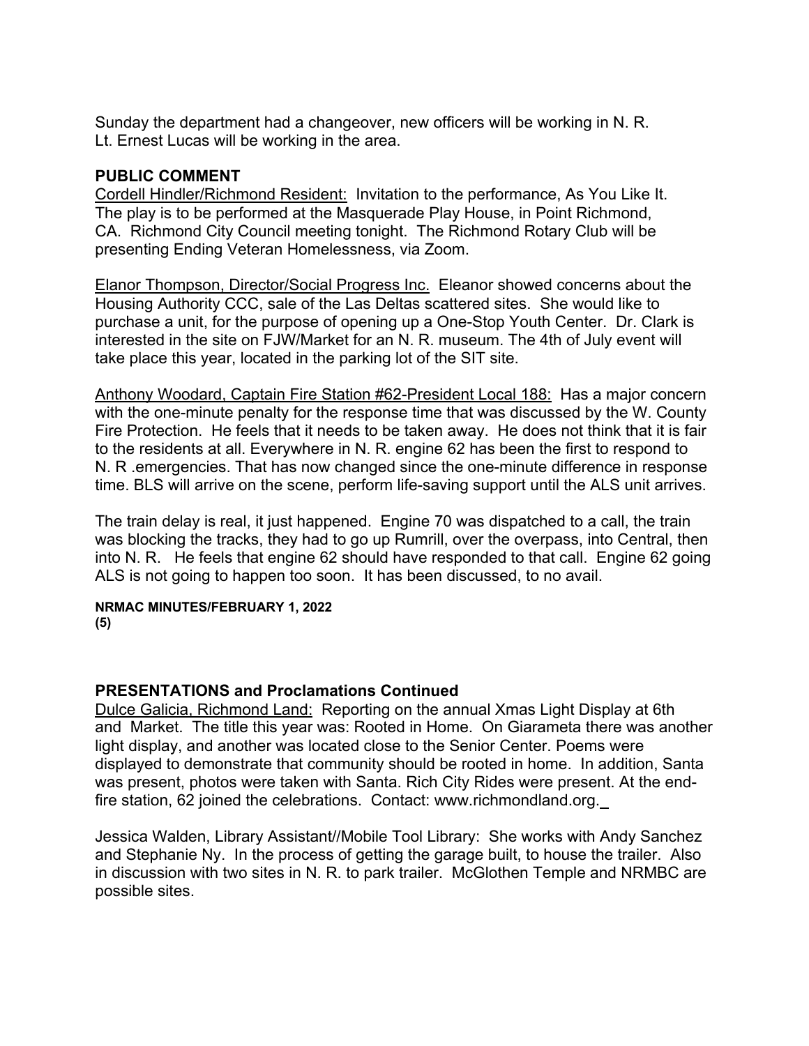Sunday the department had a changeover, new officers will be working in N. R. Lt. Ernest Lucas will be working in the area.

## PUBLIC COMMENT

Cordell Hindler/Richmond Resident: Invitation to the performance, As You Like It. The play is to be performed at the Masquerade Play House, in Point Richmond, CA. Richmond City Council meeting tonight. The Richmond Rotary Club will be presenting Ending Veteran Homelessness, via Zoom.

Elanor Thompson, Director/Social Progress Inc. Eleanor showed concerns about the Housing Authority CCC, sale of the Las Deltas scattered sites. She would like to purchase a unit, for the purpose of opening up a One-Stop Youth Center. Dr. Clark is interested in the site on FJW/Market for an N. R. museum. The 4th of July event will take place this year, located in the parking lot of the SIT site.

Anthony Woodard, Captain Fire Station #62-President Local 188: Has a major concern with the one-minute penalty for the response time that was discussed by the W. County Fire Protection. He feels that it needs to be taken away. He does not think that it is fair to the residents at all. Everywhere in N. R. engine 62 has been the first to respond to N. R .emergencies. That has now changed since the one-minute difference in response time. BLS will arrive on the scene, perform life-saving support until the ALS unit arrives.

The train delay is real, it just happened. Engine 70 was dispatched to a call, the train was blocking the tracks, they had to go up Rumrill, over the overpass, into Central, then into N. R. He feels that engine 62 should have responded to that call. Engine 62 going ALS is not going to happen too soon. It has been discussed, to no avail.

**NRMAC MINUTES/FEBRUARY 1, 2022**
**(5)**

## PRESENTATIONS and Proclamations Continued

Dulce Galicia, Richmond Land: Reporting on the annual Xmas Light Display at 6th and Market. The title this year was: Rooted in Home. On Giarameta there was another light display, and another was located close to the Senior Center. Poems were displayed to demonstrate that community should be rooted in home. In addition, Santa was present, photos were taken with Santa. Rich City Rides were present. At the end-fire station, 62 joined the celebrations. Contact: www.richmondland.org.

Jessica Walden, Library Assistant//Mobile Tool Library: She works with Andy Sanchez and Stephanie Ny. In the process of getting the garage built, to house the trailer. Also in discussion with two sites in N. R. to park trailer. McGlothen Temple and NRMBC are possible sites.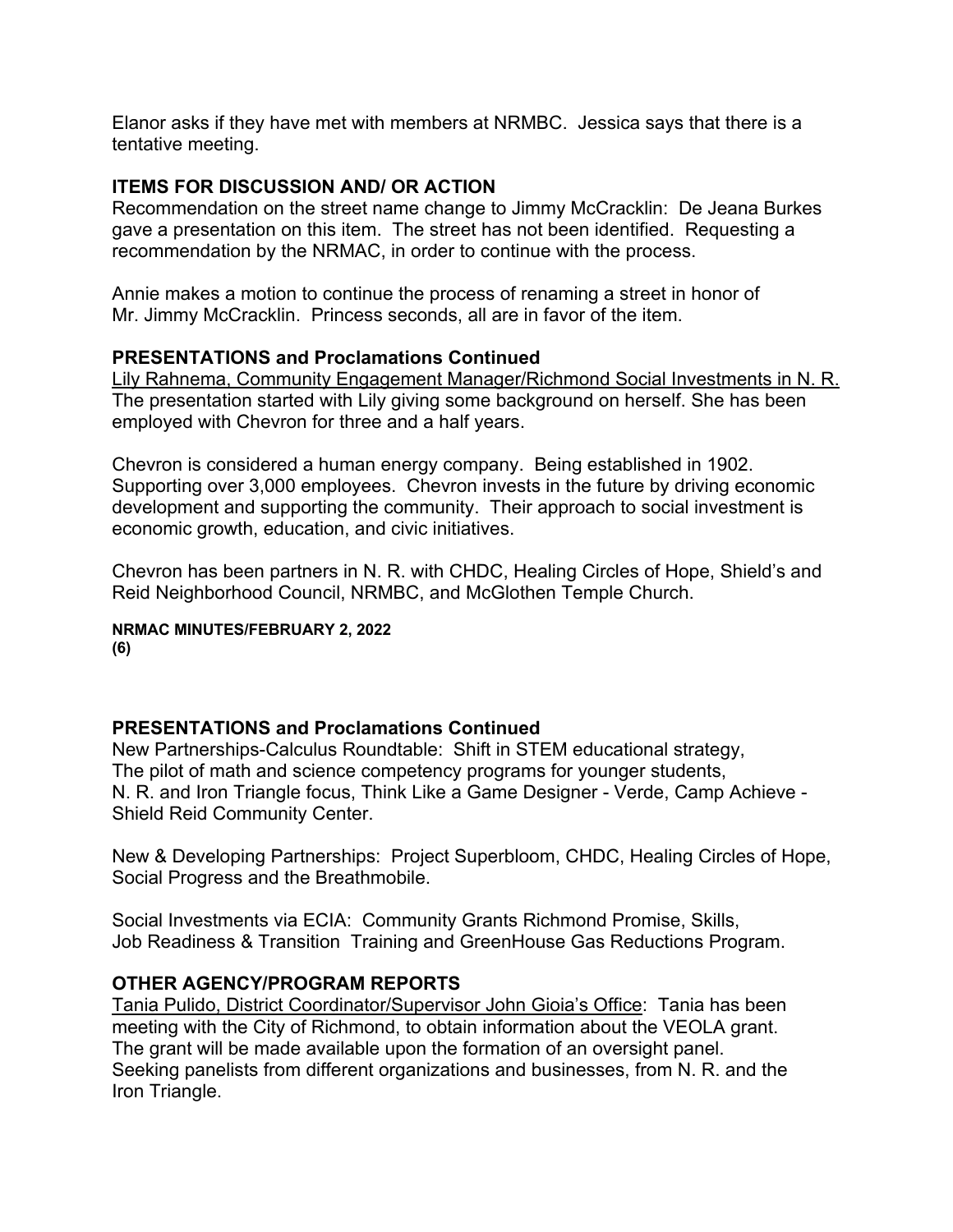Elanor asks if they have met with members at NRMBC. Jessica says that there is a tentative meeting.

## ITEMS FOR DISCUSSION AND/ OR ACTION

Recommendation on the street name change to Jimmy McCracklin: De Jeana Burkes gave a presentation on this item. The street has not been identified. Requesting a recommendation by the NRMAC, in order to continue with the process.

Annie makes a motion to continue the process of renaming a street in honor of Mr. Jimmy McCracklin. Princess seconds, all are in favor of the item.

## PRESENTATIONS and Proclamations Continued

Lily Rahnema, Community Engagement Manager/Richmond Social Investments in N. R.
The presentation started with Lily giving some background on herself. She has been employed with Chevron for three and a half years.

Chevron is considered a human energy company. Being established in 1902. Supporting over 3,000 employees. Chevron invests in the future by driving economic development and supporting the community. Their approach to social investment is economic growth, education, and civic initiatives.

Chevron has been partners in N. R. with CHDC, Healing Circles of Hope, Shield's and Reid Neighborhood Council, NRMBC, and McGlothen Temple Church.

## PRESENTATIONS and Proclamations Continued

New Partnerships-Calculus Roundtable: Shift in STEM educational strategy, The pilot of math and science competency programs for younger students, N. R. and Iron Triangle focus, Think Like a Game Designer - Verde, Camp Achieve - Shield Reid Community Center.

New & Developing Partnerships: Project Superbloom, CHDC, Healing Circles of Hope, Social Progress and the Breathmobile.

Social Investments via ECIA: Community Grants Richmond Promise, Skills, Job Readiness & Transition Training and GreenHouse Gas Reductions Program.

## OTHER AGENCY/PROGRAM REPORTS

Tania Pulido, District Coordinator/Supervisor John Gioia's Office: Tania has been meeting with the City of Richmond, to obtain information about the VEOLA grant. The grant will be made available upon the formation of an oversight panel. Seeking panelists from different organizations and businesses, from N. R. and the Iron Triangle.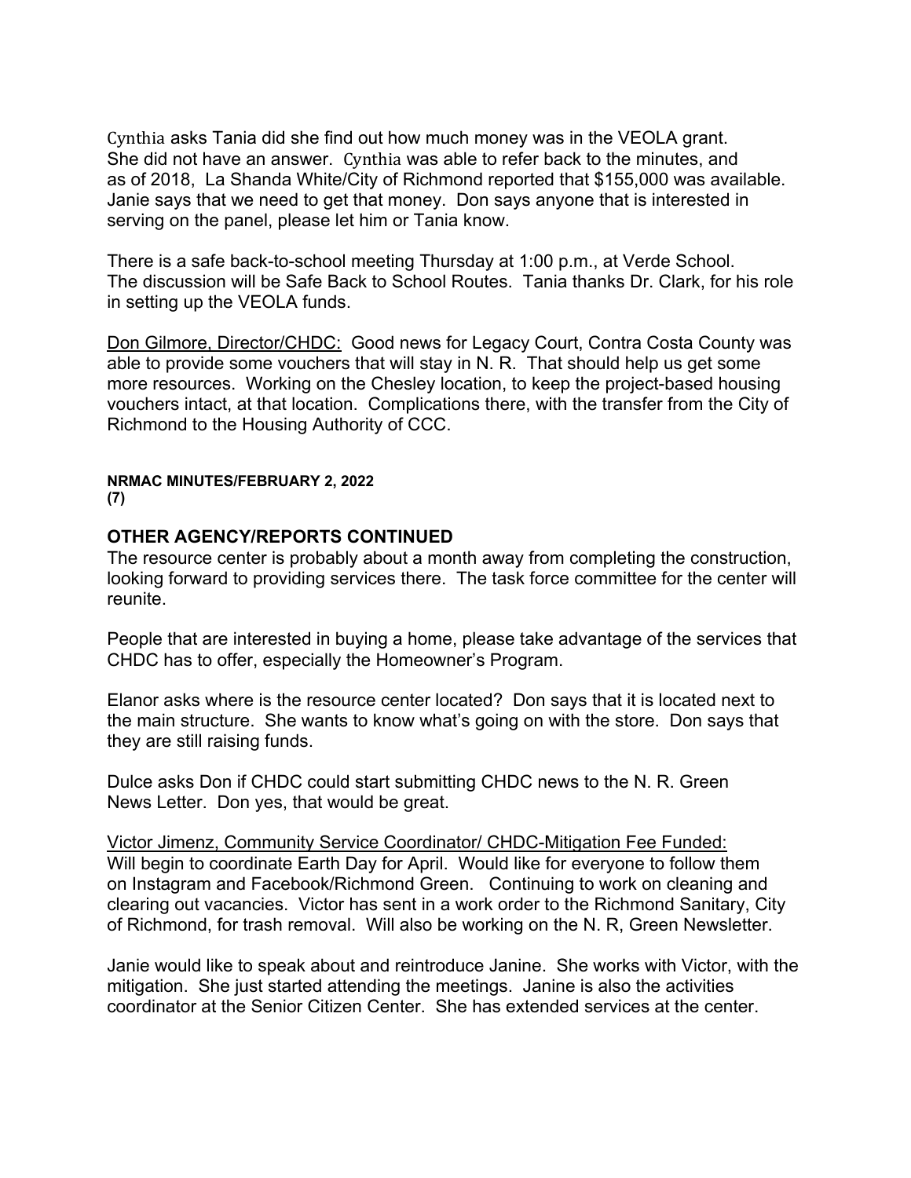Cynthia asks Tania did she find out how much money was in the VEOLA grant. She did not have an answer. Cynthia was able to refer back to the minutes, and as of 2018, La Shanda White/City of Richmond reported that $155,000 was available. Janie says that we need to get that money. Don says anyone that is interested in serving on the panel, please let him or Tania know.

There is a safe back-to-school meeting Thursday at 1:00 p.m., at Verde School. The discussion will be Safe Back to School Routes. Tania thanks Dr. Clark, for his role in setting up the VEOLA funds.

Don Gilmore, Director/CHDC: Good news for Legacy Court, Contra Costa County was able to provide some vouchers that will stay in N. R. That should help us get some more resources. Working on the Chesley location, to keep the project-based housing vouchers intact, at that location. Complications there, with the transfer from the City of Richmond to the Housing Authority of CCC.

**NRMAC MINUTES/FEBRUARY 2, 2022**
**(7)**

## OTHER AGENCY/REPORTS CONTINUED

The resource center is probably about a month away from completing the construction, looking forward to providing services there. The task force committee for the center will reunite.

People that are interested in buying a home, please take advantage of the services that CHDC has to offer, especially the Homeowner's Program.

Elanor asks where is the resource center located? Don says that it is located next to the main structure. She wants to know what's going on with the store. Don says that they are still raising funds.

Dulce asks Don if CHDC could start submitting CHDC news to the N. R. Green News Letter. Don yes, that would be great.

Victor Jimenz, Community Service Coordinator/ CHDC-Mitigation Fee Funded: Will begin to coordinate Earth Day for April. Would like for everyone to follow them on Instagram and Facebook/Richmond Green. Continuing to work on cleaning and clearing out vacancies. Victor has sent in a work order to the Richmond Sanitary, City of Richmond, for trash removal. Will also be working on the N. R, Green Newsletter.

Janie would like to speak about and reintroduce Janine. She works with Victor, with the mitigation. She just started attending the meetings. Janine is also the activities coordinator at the Senior Citizen Center. She has extended services at the center.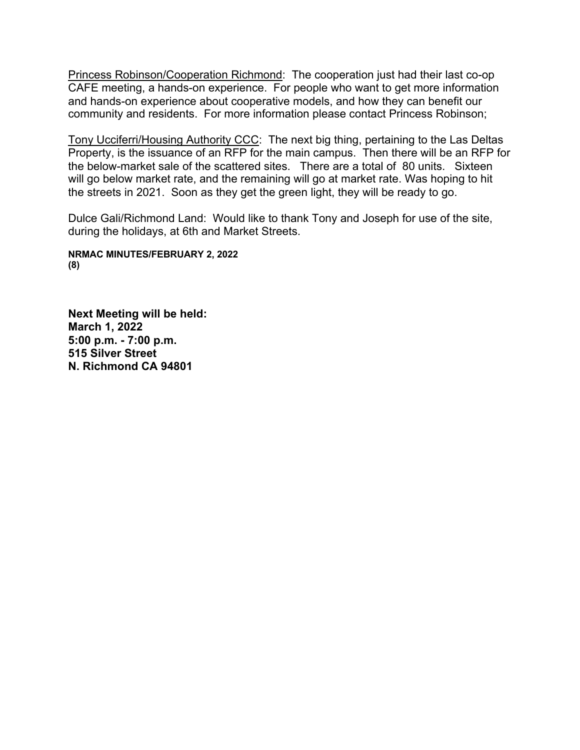Princess Robinson/Cooperation Richmond: The cooperation just had their last co-op CAFE meeting, a hands-on experience. For people who want to get more information and hands-on experience about cooperative models, and how they can benefit our community and residents. For more information please contact Princess Robinson;

Tony Ucciferri/Housing Authority CCC: The next big thing, pertaining to the Las Deltas Property, is the issuance of an RFP for the main campus. Then there will be an RFP for the below-market sale of the scattered sites. There are a total of 80 units. Sixteen will go below market rate, and the remaining will go at market rate. Was hoping to hit the streets in 2021. Soon as they get the green light, they will be ready to go.

Dulce Gali/Richmond Land: Would like to thank Tony and Joseph for use of the site, during the holidays, at 6th and Market Streets.

**Next Meeting will be held:**
**March 1, 2022**
**5:00 p.m. - 7:00 p.m.**
**515 Silver Street**
**N. Richmond CA 94801**